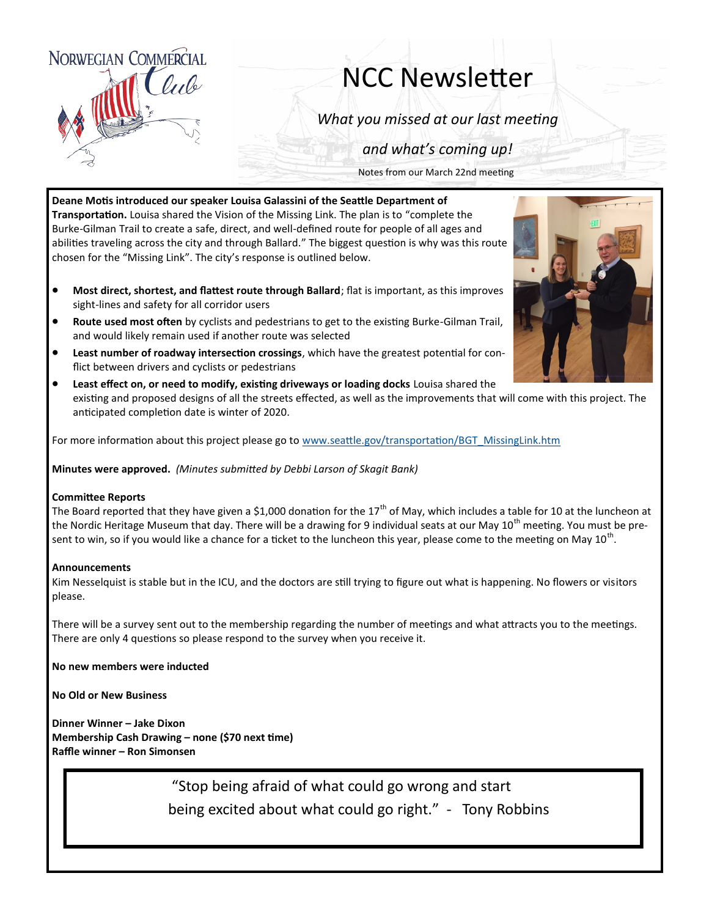Norwegian Commercial Club

# NCC Newsletter

*What you missed at our last meeting*

*and what's coming up!*

Notes from our March 22nd meeting

**Deane Motis introduced our speaker Louisa Galassini of the Seattle Department of Transportation.** Louisa shared the Vision of the Missing Link. The plan is to "complete the Burke-Gilman Trail to create a safe, direct, and well-defined route for people of all ages and abilities traveling across the city and through Ballard." The biggest question is why was this route chosen for the "Missing Link". The city's response is outlined below.

- **Most direct, shortest, and flattest route through Ballard**; flat is important, as this improves sight-lines and safety for all corridor users
- **Route used most often** by cyclists and pedestrians to get to the existing Burke-Gilman Trail, and would likely remain used if another route was selected
- **Least number of roadway intersection crossings**, which have the greatest potential for conflict between drivers and cyclists or pedestrians
- **Least effect on, or need to modify, existing driveways or loading docks** Louisa shared the existing and proposed designs of all the streets effected, as well as the improvements that will come with this project. The anticipated completion date is winter of 2020.

For more information about this project please go to www.seattle.gov/transportation/BGT_MissingLink.htm

**Minutes were approved.** *(Minutes submitted by Debbi Larson of Skagit Bank)*

**Committee Reports**

The Board reported that they have given a $1,000 donation for the 17th of May, which includes a table for 10 at the luncheon at the Nordic Heritage Museum that day. There will be a drawing for 9 individual seats at our May 10th meeting. You must be present to win, so if you would like a chance for a ticket to the luncheon this year, please come to the meeting on May 10th.

**Announcements**

Kim Nesselquist is stable but in the ICU, and the doctors are still trying to figure out what is happening. No flowers or visitors please.

There will be a survey sent out to the membership regarding the number of meetings and what attracts you to the meetings. There are only 4 questions so please respond to the survey when you receive it.

**No new members were inducted**

**No Old or New Business**

**Dinner Winner – Jake Dixon**
**Membership Cash Drawing – none ($70 next time)**
**Raffle winner – Ron Simonsen**

"Stop being afraid of what could go wrong and start being excited about what could go right." - Tony Robbins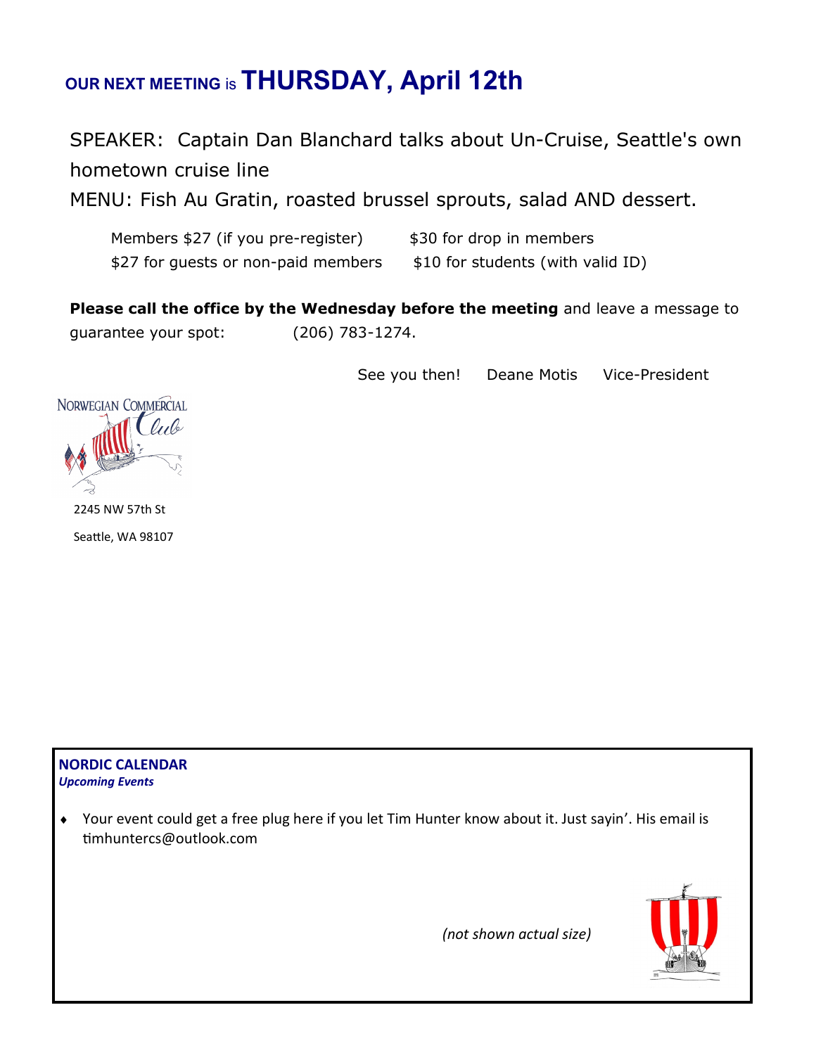## OUR NEXT MEETING is THURSDAY, April 12th

SPEAKER: Captain Dan Blanchard talks about Un-Cruise, Seattle's own hometown cruise line

MENU: Fish Au Gratin, roasted brussel sprouts, salad AND dessert.

| | |
|---|---|
| Members $27 (if you pre-register) | $30 for drop in members |
| $27 for guests or non-paid members | $10 for students (with valid ID) |

**Please call the office by the Wednesday before the meeting** and leave a message to guarantee your spot: (206) 783-1274.

See you then! Deane Motis Vice-President

Norwegian Commercial Club

2245 NW 57th St

Seattle, WA 98107

**NORDIC CALENDAR**

***Upcoming Events***

- Your event could get a free plug here if you let Tim Hunter know about it. Just sayin'. His email is timhuntercs@outlook.com

*(not shown actual size)*